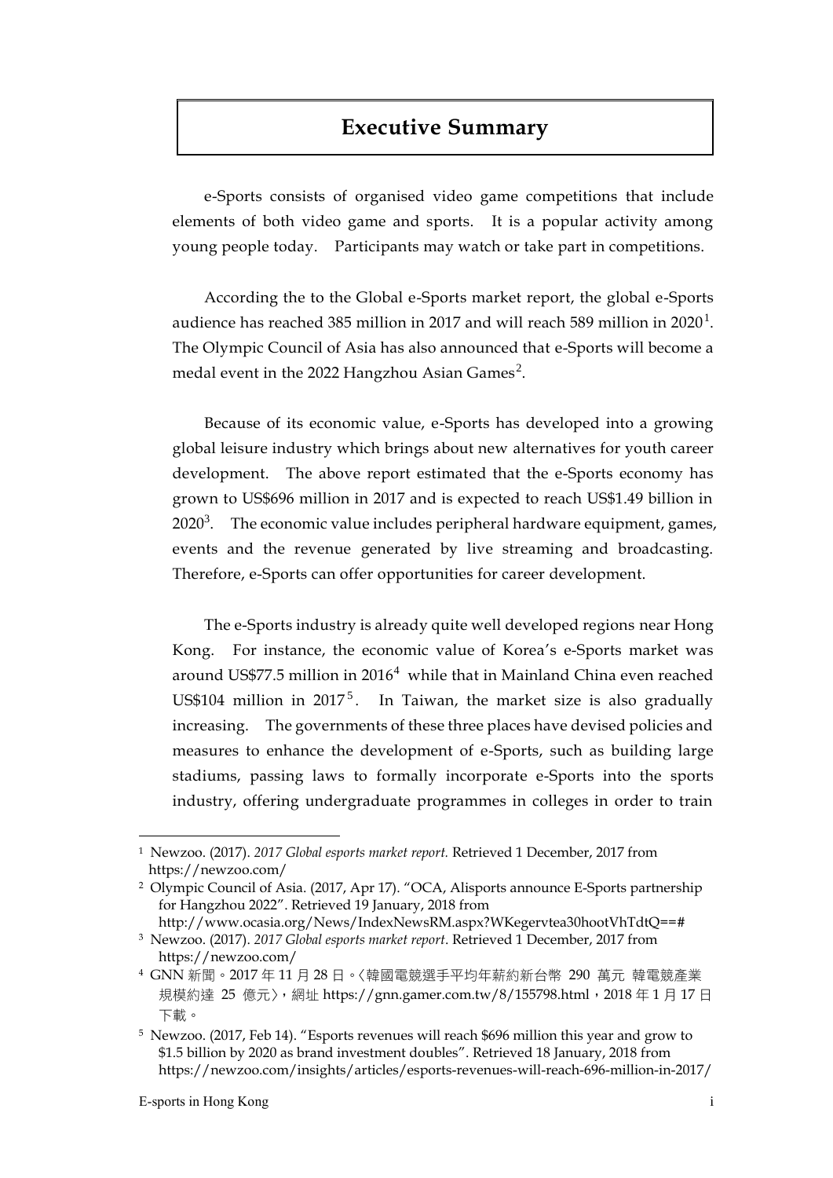# Executive Summary

e-Sports consists of organised video game competitions that include elements of both video game and sports. It is a popular activity among young people today. Participants may watch or take part in competitions.

According the to the Global e-Sports market report, the global e-Sports audience has reached 385 million in 2017 and will reach 589 million in 2020[1]. The Olympic Council of Asia has also announced that e-Sports will become a medal event in the 2022 Hangzhou Asian Games[2].

Because of its economic value, e-Sports has developed into a growing global leisure industry which brings about new alternatives for youth career development. The above report estimated that the e-Sports economy has grown to US$696 million in 2017 and is expected to reach US$1.49 billion in 2020[3]. The economic value includes peripheral hardware equipment, games, events and the revenue generated by live streaming and broadcasting. Therefore, e-Sports can offer opportunities for career development.

The e-Sports industry is already quite well developed regions near Hong Kong. For instance, the economic value of Korea's e-Sports market was around US$77.5 million in 2016[4] while that in Mainland China even reached US$104 million in 2017[5]. In Taiwan, the market size is also gradually increasing. The governments of these three places have devised policies and measures to enhance the development of e-Sports, such as building large stadiums, passing laws to formally incorporate e-Sports into the sports industry, offering undergraduate programmes in colleges in order to train

---

[1] Newzoo. (2017). *2017 Global esports market report.* Retrieved 1 December, 2017 from https://newzoo.com/

[2] Olympic Council of Asia. (2017, Apr 17). "OCA, Alisports announce E-Sports partnership for Hangzhou 2022". Retrieved 19 January, 2018 from http://www.ocasia.org/News/IndexNewsRM.aspx?WKegervtea30hootVhTdtQ==#

[3] Newzoo. (2017). *2017 Global esports market report*. Retrieved 1 December, 2017 from https://newzoo.com/

[4] GNN 新聞。2017 年 11 月 28 日。〈韓國電競選手平均年薪約新台幣 290 萬元 韓電競產業規模約達 25 億元〉，網址 https://gnn.gamer.com.tw/8/155798.html，2018 年 1 月 17 日下載。

[5] Newzoo. (2017, Feb 14). "Esports revenues will reach $696 million this year and grow to $1.5 billion by 2020 as brand investment doubles". Retrieved 18 January, 2018 from https://newzoo.com/insights/articles/esports-revenues-will-reach-696-million-in-2017/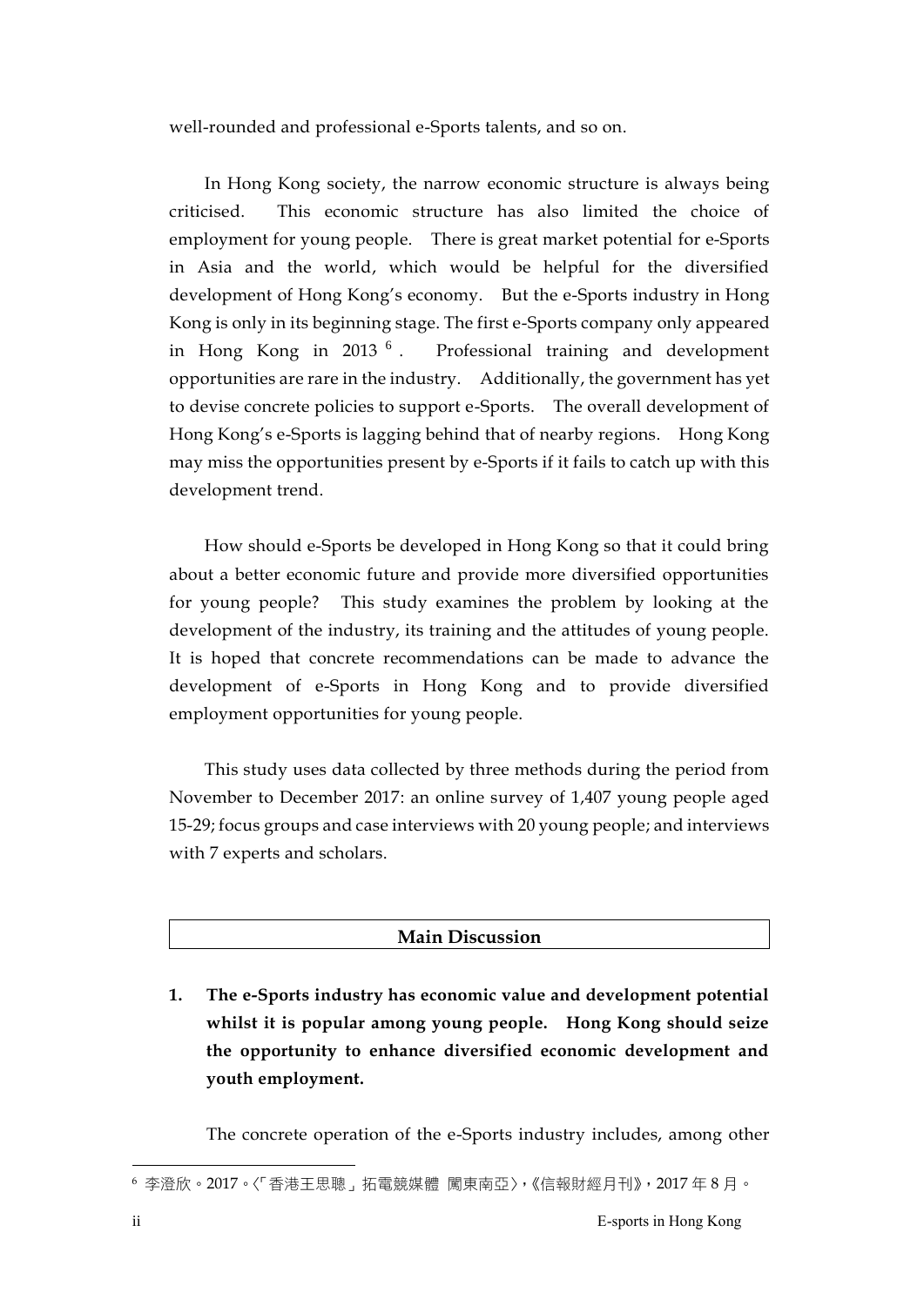well-rounded and professional e-Sports talents, and so on.

In Hong Kong society, the narrow economic structure is always being criticised. This economic structure has also limited the choice of employment for young people. There is great market potential for e-Sports in Asia and the world, which would be helpful for the diversified development of Hong Kong's economy. But the e-Sports industry in Hong Kong is only in its beginning stage. The first e-Sports company only appeared in Hong Kong in 2013 [6]. Professional training and development opportunities are rare in the industry. Additionally, the government has yet to devise concrete policies to support e-Sports. The overall development of Hong Kong's e-Sports is lagging behind that of nearby regions. Hong Kong may miss the opportunities present by e-Sports if it fails to catch up with this development trend.

How should e-Sports be developed in Hong Kong so that it could bring about a better economic future and provide more diversified opportunities for young people? This study examines the problem by looking at the development of the industry, its training and the attitudes of young people. It is hoped that concrete recommendations can be made to advance the development of e-Sports in Hong Kong and to provide diversified employment opportunities for young people.

This study uses data collected by three methods during the period from November to December 2017: an online survey of 1,407 young people aged 15-29; focus groups and case interviews with 20 young people; and interviews with 7 experts and scholars.

## Main Discussion

**1. The e-Sports industry has economic value and development potential whilst it is popular among young people. Hong Kong should seize the opportunity to enhance diversified economic development and youth employment.**

The concrete operation of the e-Sports industry includes, among other

[6] 李澄欣。2017。〈「香港王思聰」拓電競媒體 闖東南亞〉，《信報財經月刊》，2017 年 8 月。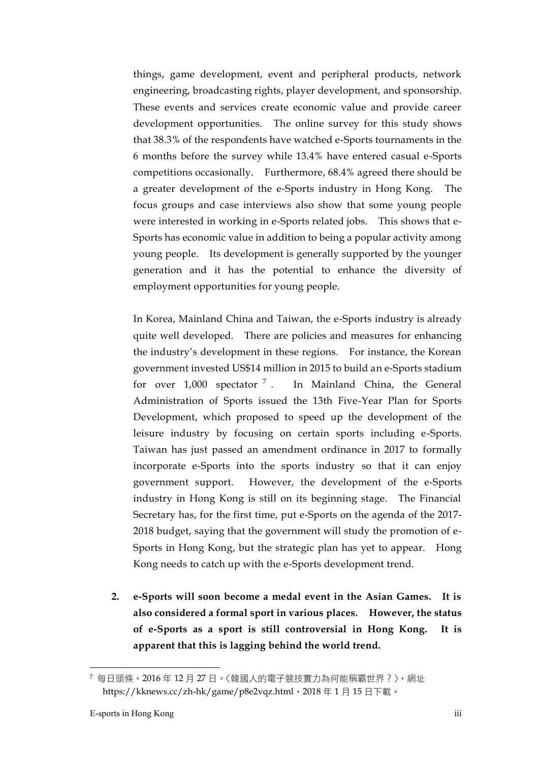things, game development, event and peripheral products, network engineering, broadcasting rights, player development, and sponsorship. These events and services create economic value and provide career development opportunities. The online survey for this study shows that 38.3% of the respondents have watched e-Sports tournaments in the 6 months before the survey while 13.4% have entered casual e-Sports competitions occasionally. Furthermore, 68.4% agreed there should be a greater development of the e-Sports industry in Hong Kong. The focus groups and case interviews also show that some young people were interested in working in e-Sports related jobs. This shows that e-Sports has economic value in addition to being a popular activity among young people. Its development is generally supported by the younger generation and it has the potential to enhance the diversity of employment opportunities for young people.

In Korea, Mainland China and Taiwan, the e-Sports industry is already quite well developed. There are policies and measures for enhancing the industry's development in these regions. For instance, the Korean government invested US$14 million in 2015 to build an e-Sports stadium for over 1,000 spectator [7]. In Mainland China, the General Administration of Sports issued the 13th Five-Year Plan for Sports Development, which proposed to speed up the development of the leisure industry by focusing on certain sports including e-Sports. Taiwan has just passed an amendment ordinance in 2017 to formally incorporate e-Sports into the sports industry so that it can enjoy government support. However, the development of the e-Sports industry in Hong Kong is still on its beginning stage. The Financial Secretary has, for the first time, put e-Sports on the agenda of the 2017-2018 budget, saying that the government will study the promotion of e-Sports in Hong Kong, but the strategic plan has yet to appear. Hong Kong needs to catch up with the e-Sports development trend.

2. **e-Sports will soon become a medal event in the Asian Games. It is also considered a formal sport in various places. However, the status of e-Sports as a sport is still controversial in Hong Kong. It is apparent that this is lagging behind the world trend.**

---

[7] 每日頭條。2016 年 12 月 27 日。〈韓國人的電子競技實力為何能稱霸世界？〉，網址 https://kknews.cc/zh-hk/game/p8e2vqz.html，2018 年 1 月 15 日下載。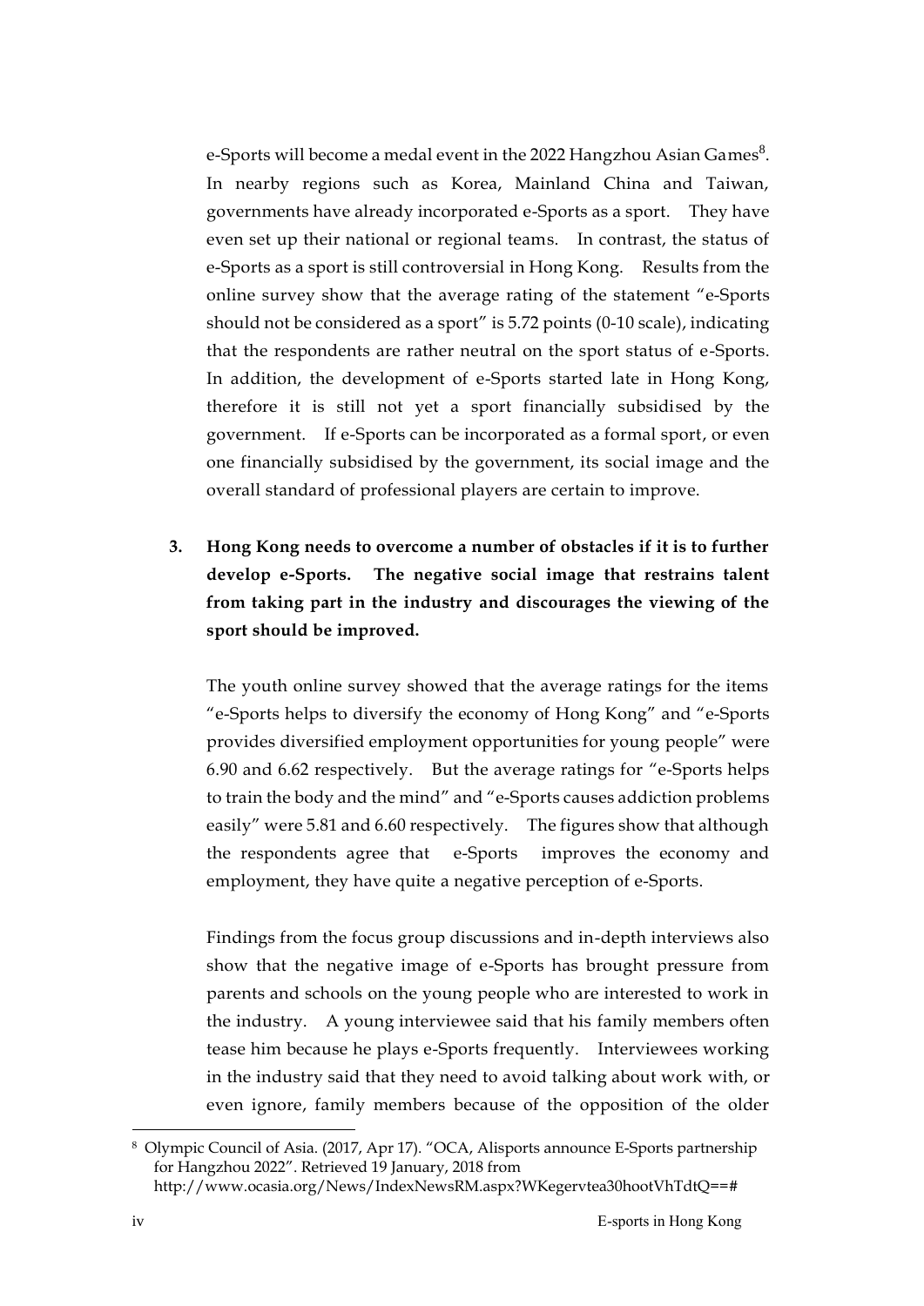e-Sports will become a medal event in the 2022 Hangzhou Asian Games[8]. In nearby regions such as Korea, Mainland China and Taiwan, governments have already incorporated e-Sports as a sport. They have even set up their national or regional teams. In contrast, the status of e-Sports as a sport is still controversial in Hong Kong. Results from the online survey show that the average rating of the statement "e-Sports should not be considered as a sport" is 5.72 points (0-10 scale), indicating that the respondents are rather neutral on the sport status of e-Sports. In addition, the development of e-Sports started late in Hong Kong, therefore it is still not yet a sport financially subsidised by the government. If e-Sports can be incorporated as a formal sport, or even one financially subsidised by the government, its social image and the overall standard of professional players are certain to improve.

3. **Hong Kong needs to overcome a number of obstacles if it is to further develop e-Sports. The negative social image that restrains talent from taking part in the industry and discourages the viewing of the sport should be improved.**

The youth online survey showed that the average ratings for the items "e-Sports helps to diversify the economy of Hong Kong" and "e-Sports provides diversified employment opportunities for young people" were 6.90 and 6.62 respectively. But the average ratings for "e-Sports helps to train the body and the mind" and "e-Sports causes addiction problems easily" were 5.81 and 6.60 respectively. The figures show that although the respondents agree that e-Sports improves the economy and employment, they have quite a negative perception of e-Sports.

Findings from the focus group discussions and in-depth interviews also show that the negative image of e-Sports has brought pressure from parents and schools on the young people who are interested to work in the industry. A young interviewee said that his family members often tease him because he plays e-Sports frequently. Interviewees working in the industry said that they need to avoid talking about work with, or even ignore, family members because of the opposition of the older

---

[8] Olympic Council of Asia. (2017, Apr 17). "OCA, Alisports announce E-Sports partnership for Hangzhou 2022". Retrieved 19 January, 2018 from http://www.ocasia.org/News/IndexNewsRM.aspx?WKegervtea30hootVhTdtQ==#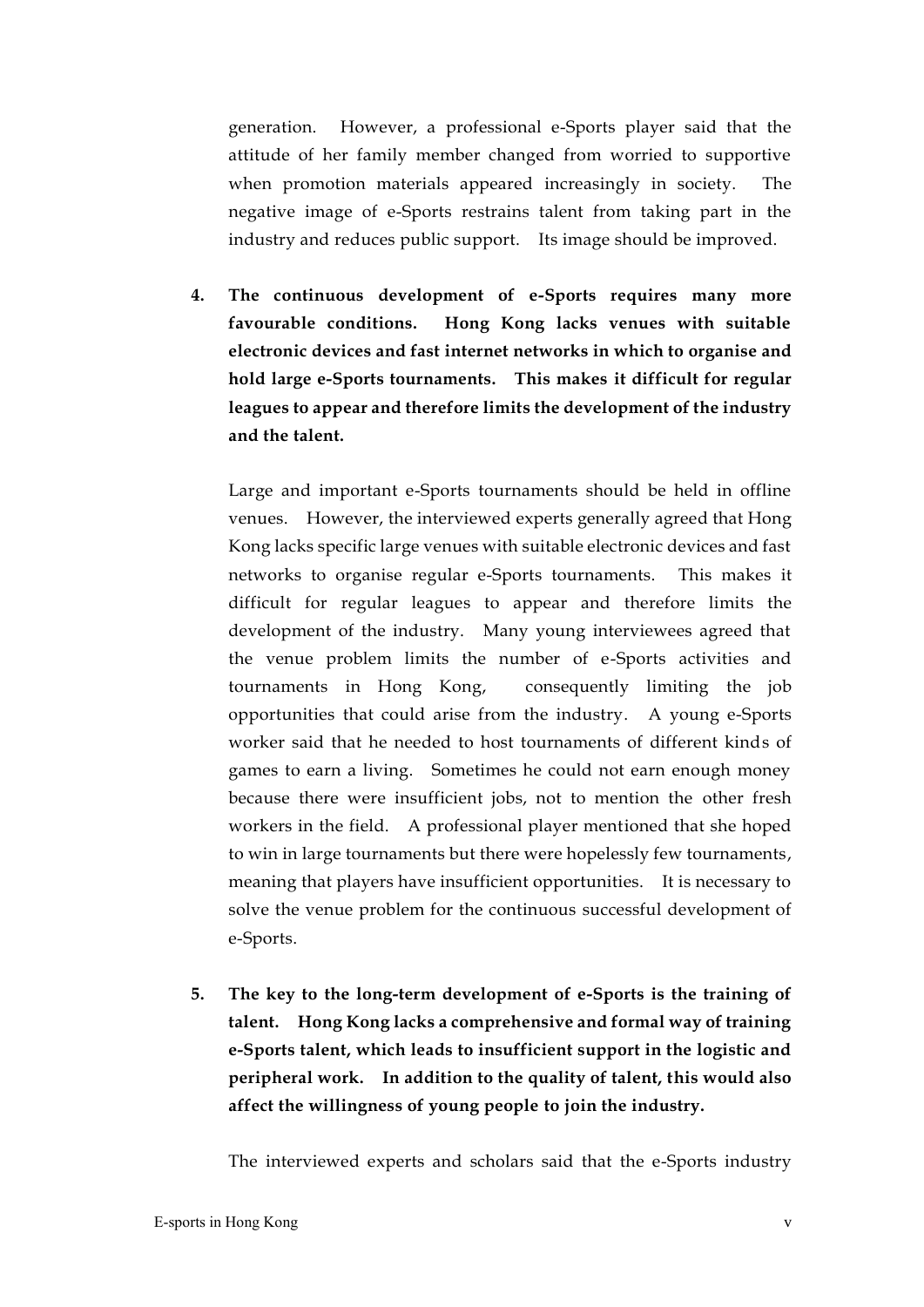generation. However, a professional e-Sports player said that the attitude of her family member changed from worried to supportive when promotion materials appeared increasingly in society. The negative image of e-Sports restrains talent from taking part in the industry and reduces public support. Its image should be improved.

4. **The continuous development of e-Sports requires many more favourable conditions. Hong Kong lacks venues with suitable electronic devices and fast internet networks in which to organise and hold large e-Sports tournaments. This makes it difficult for regular leagues to appear and therefore limits the development of the industry and the talent.**

   Large and important e-Sports tournaments should be held in offline venues. However, the interviewed experts generally agreed that Hong Kong lacks specific large venues with suitable electronic devices and fast networks to organise regular e-Sports tournaments. This makes it difficult for regular leagues to appear and therefore limits the development of the industry. Many young interviewees agreed that the venue problem limits the number of e-Sports activities and tournaments in Hong Kong, consequently limiting the job opportunities that could arise from the industry. A young e-Sports worker said that he needed to host tournaments of different kinds of games to earn a living. Sometimes he could not earn enough money because there were insufficient jobs, not to mention the other fresh workers in the field. A professional player mentioned that she hoped to win in large tournaments but there were hopelessly few tournaments, meaning that players have insufficient opportunities. It is necessary to solve the venue problem for the continuous successful development of e-Sports.

5. **The key to the long-term development of e-Sports is the training of talent. Hong Kong lacks a comprehensive and formal way of training e-Sports talent, which leads to insufficient support in the logistic and peripheral work. In addition to the quality of talent, this would also affect the willingness of young people to join the industry.**

   The interviewed experts and scholars said that the e-Sports industry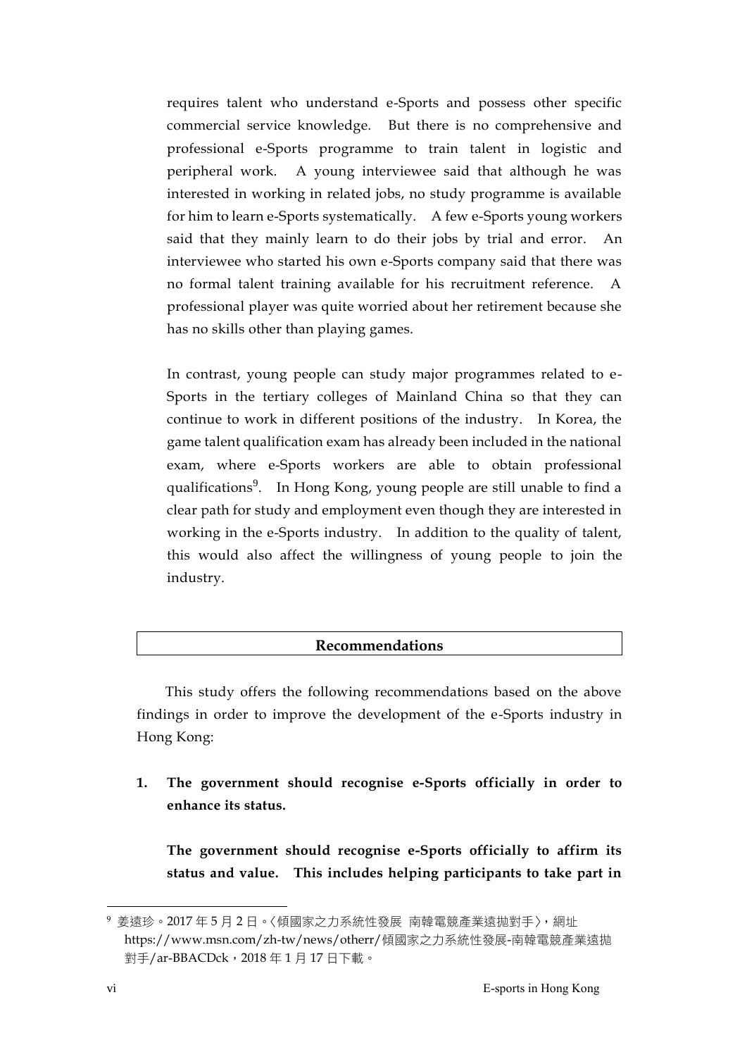requires talent who understand e-Sports and possess other specific commercial service knowledge. But there is no comprehensive and professional e-Sports programme to train talent in logistic and peripheral work. A young interviewee said that although he was interested in working in related jobs, no study programme is available for him to learn e-Sports systematically. A few e-Sports young workers said that they mainly learn to do their jobs by trial and error. An interviewee who started his own e-Sports company said that there was no formal talent training available for his recruitment reference. A professional player was quite worried about her retirement because she has no skills other than playing games.

In contrast, young people can study major programmes related to e-Sports in the tertiary colleges of Mainland China so that they can continue to work in different positions of the industry. In Korea, the game talent qualification exam has already been included in the national exam, where e-Sports workers are able to obtain professional qualifications[9]. In Hong Kong, young people are still unable to find a clear path for study and employment even though they are interested in working in the e-Sports industry. In addition to the quality of talent, this would also affect the willingness of young people to join the industry.

## Recommendations

This study offers the following recommendations based on the above findings in order to improve the development of the e-Sports industry in Hong Kong:

1. **The government should recognise e-Sports officially in order to enhance its status.**

   **The government should recognise e-Sports officially to affirm its status and value. This includes helping participants to take part in**

[9] 姜遠珍。2017 年 5 月 2 日。〈傾國家之力系統性發展 南韓電競產業遠拋對手〉，網址 https://www.msn.com/zh-tw/news/otherr/傾國家之力系統性發展-南韓電競產業遠拋對手/ar-BBACDck，2018 年 1 月 17 日下載。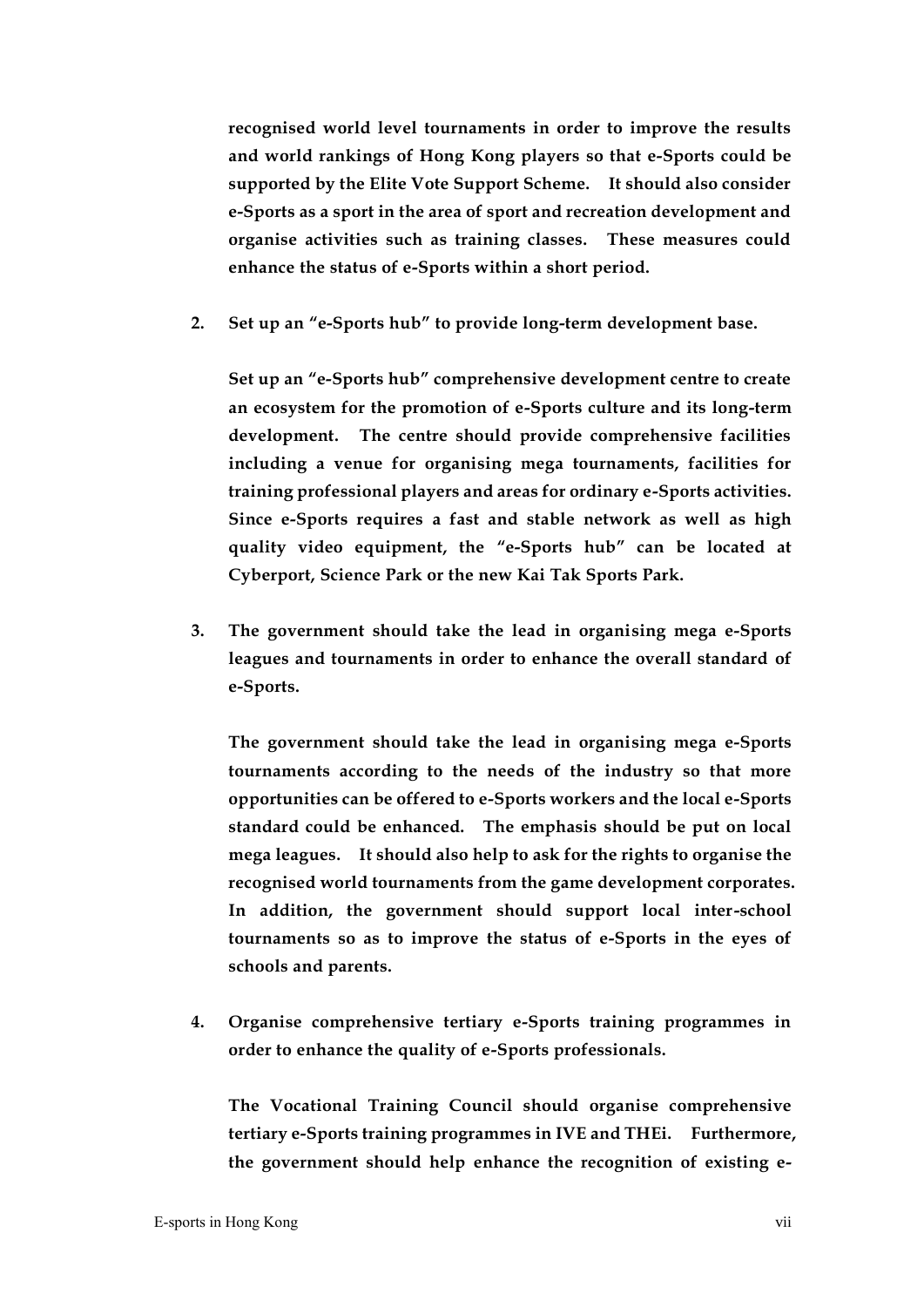**recognised world level tournaments in order to improve the results and world rankings of Hong Kong players so that e-Sports could be supported by the Elite Vote Support Scheme. It should also consider e-Sports as a sport in the area of sport and recreation development and organise activities such as training classes. These measures could enhance the status of e-Sports within a short period.**

2. **Set up an "e-Sports hub" to provide long-term development base.**

   **Set up an "e-Sports hub" comprehensive development centre to create an ecosystem for the promotion of e-Sports culture and its long-term development. The centre should provide comprehensive facilities including a venue for organising mega tournaments, facilities for training professional players and areas for ordinary e-Sports activities. Since e-Sports requires a fast and stable network as well as high quality video equipment, the "e-Sports hub" can be located at Cyberport, Science Park or the new Kai Tak Sports Park.**

3. **The government should take the lead in organising mega e-Sports leagues and tournaments in order to enhance the overall standard of e-Sports.**

   **The government should take the lead in organising mega e-Sports tournaments according to the needs of the industry so that more opportunities can be offered to e-Sports workers and the local e-Sports standard could be enhanced. The emphasis should be put on local mega leagues. It should also help to ask for the rights to organise the recognised world tournaments from the game development corporates. In addition, the government should support local inter-school tournaments so as to improve the status of e-Sports in the eyes of schools and parents.**

4. **Organise comprehensive tertiary e-Sports training programmes in order to enhance the quality of e-Sports professionals.**

   **The Vocational Training Council should organise comprehensive tertiary e-Sports training programmes in IVE and THEi. Furthermore, the government should help enhance the recognition of existing e-**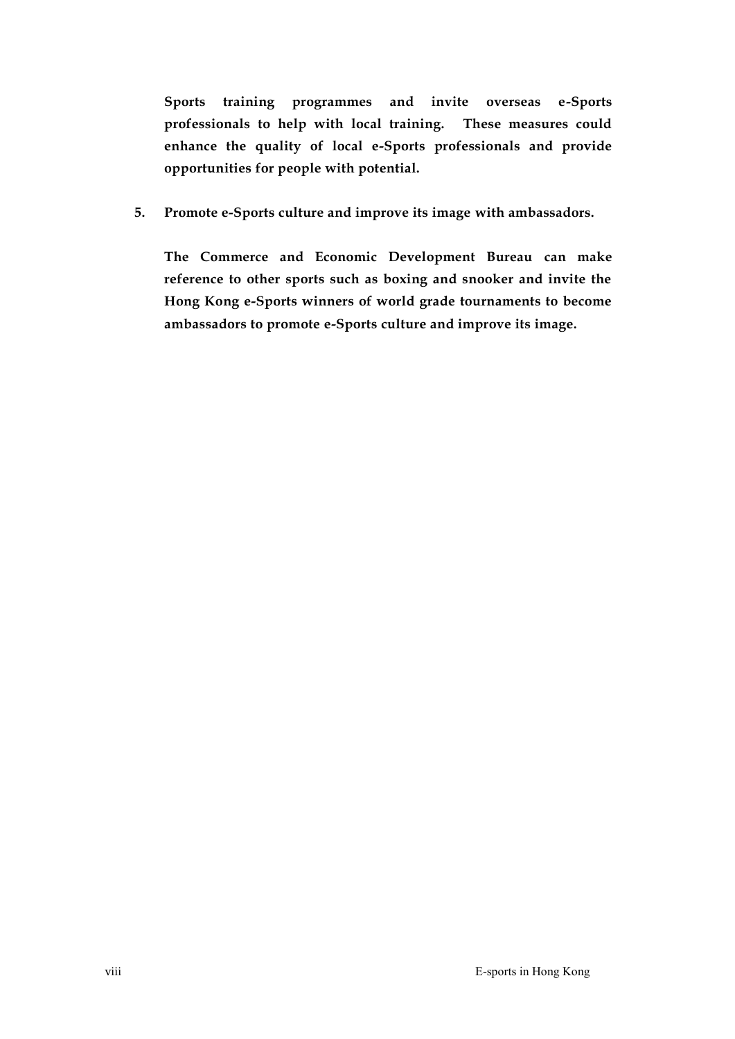**Sports training programmes and invite overseas e-Sports professionals to help with local training. These measures could enhance the quality of local e-Sports professionals and provide opportunities for people with potential.**

5. **Promote e-Sports culture and improve its image with ambassadors.**

   **The Commerce and Economic Development Bureau can make reference to other sports such as boxing and snooker and invite the Hong Kong e-Sports winners of world grade tournaments to become ambassadors to promote e-Sports culture and improve its image.**